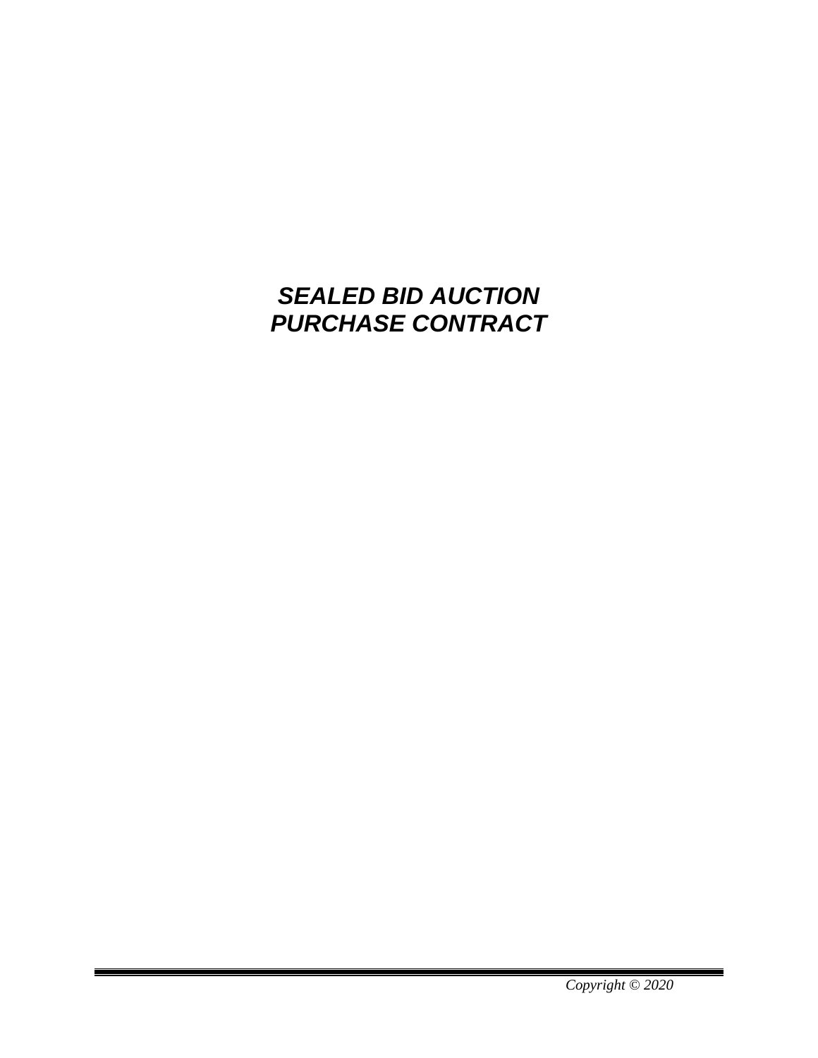# *SEALED BID AUCTION PURCHASE CONTRACT*

*Copyright © 2020*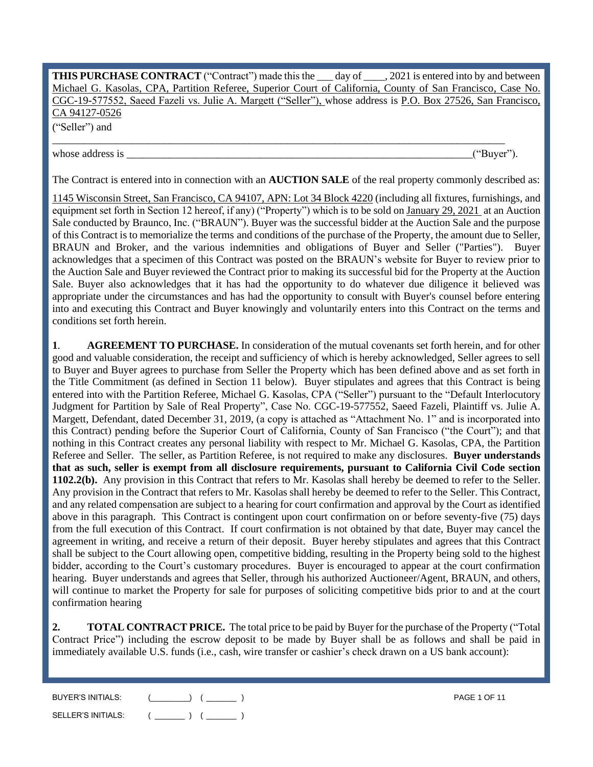**THIS PURCHASE CONTRACT** ("Contract") made this the ___ day of ____, 2021 is entered into by and between Michael G. Kasolas, CPA, Partition Referee, Superior Court of California, County of San Francisco, Case No. CGC-19-577552, Saeed Fazeli vs. Julie A. Margett ("Seller"), whose address is P.O. Box 27526, San Francisco, CA 94127-0526

("Seller") and

_______________________________________________________________________________________

whose address is ___________________________________________________________________("Buyer").

The Contract is entered into in connection with an **AUCTION SALE** of the real property commonly described as:

1145 Wisconsin Street, San Francisco, CA 94107, APN: Lot 34 Block 4220 (including all fixtures, furnishings, and equipment set forth in Section 12 hereof, if any) ("Property") which is to be sold on January 29, 2021 at an Auction Sale conducted by Braunco, Inc. ("BRAUN"). Buyer was the successful bidder at the Auction Sale and the purpose of this Contract is to memorialize the terms and conditions of the purchase of the Property, the amount due to Seller, BRAUN and Broker, and the various indemnities and obligations of Buyer and Seller ("Parties"). Buyer acknowledges that a specimen of this Contract was posted on the BRAUN's website for Buyer to review prior to the Auction Sale and Buyer reviewed the Contract prior to making its successful bid for the Property at the Auction Sale. Buyer also acknowledges that it has had the opportunity to do whatever due diligence it believed was appropriate under the circumstances and has had the opportunity to consult with Buyer's counsel before entering into and executing this Contract and Buyer knowingly and voluntarily enters into this Contract on the terms and conditions set forth herein.

**1**. **AGREEMENT TO PURCHASE.** In consideration of the mutual covenants set forth herein, and for other good and valuable consideration, the receipt and sufficiency of which is hereby acknowledged, Seller agrees to sell to Buyer and Buyer agrees to purchase from Seller the Property which has been defined above and as set forth in the Title Commitment (as defined in Section 11 below). Buyer stipulates and agrees that this Contract is being entered into with the Partition Referee, Michael G. Kasolas, CPA ("Seller") pursuant to the "Default Interlocutory Judgment for Partition by Sale of Real Property", Case No. CGC-19-577552, Saeed Fazeli, Plaintiff vs. Julie A. Margett, Defendant, dated December 31, 2019, (a copy is attached as "Attachment No. 1" and is incorporated into this Contract) pending before the Superior Court of California, County of San Francisco ("the Court"); and that nothing in this Contract creates any personal liability with respect to Mr. Michael G. Kasolas, CPA, the Partition Referee and Seller. The seller, as Partition Referee, is not required to make any disclosures. **Buyer understands that as such, seller is exempt from all disclosure requirements, pursuant to California Civil Code section 1102.2(b).** Any provision in this Contract that refers to Mr. Kasolas shall hereby be deemed to refer to the Seller. Any provision in the Contract that refers to Mr. Kasolas shall hereby be deemed to refer to the Seller. This Contract, and any related compensation are subject to a hearing for court confirmation and approval by the Court as identified above in this paragraph. This Contract is contingent upon court confirmation on or before seventy-five (75) days from the full execution of this Contract. If court confirmation is not obtained by that date, Buyer may cancel the agreement in writing, and receive a return of their deposit. Buyer hereby stipulates and agrees that this Contract shall be subject to the Court allowing open, competitive bidding, resulting in the Property being sold to the highest bidder, according to the Court's customary procedures. Buyer is encouraged to appear at the court confirmation hearing. Buyer understands and agrees that Seller, through his authorized Auctioneer/Agent, BRAUN, and others, will continue to market the Property for sale for purposes of soliciting competitive bids prior to and at the court confirmation hearing

**2.** **TOTAL CONTRACT PRICE.** The total price to be paid by Buyer for the purchase of the Property ("Total Contract Price") including the escrow deposit to be made by Buyer shall be as follows and shall be paid in immediately available U.S. funds (i.e., cash, wire transfer or cashier's check drawn on a US bank account):

BUYER'S INITIALS: (________) (_______)

SELLER'S INITIALS: (_______) (_______)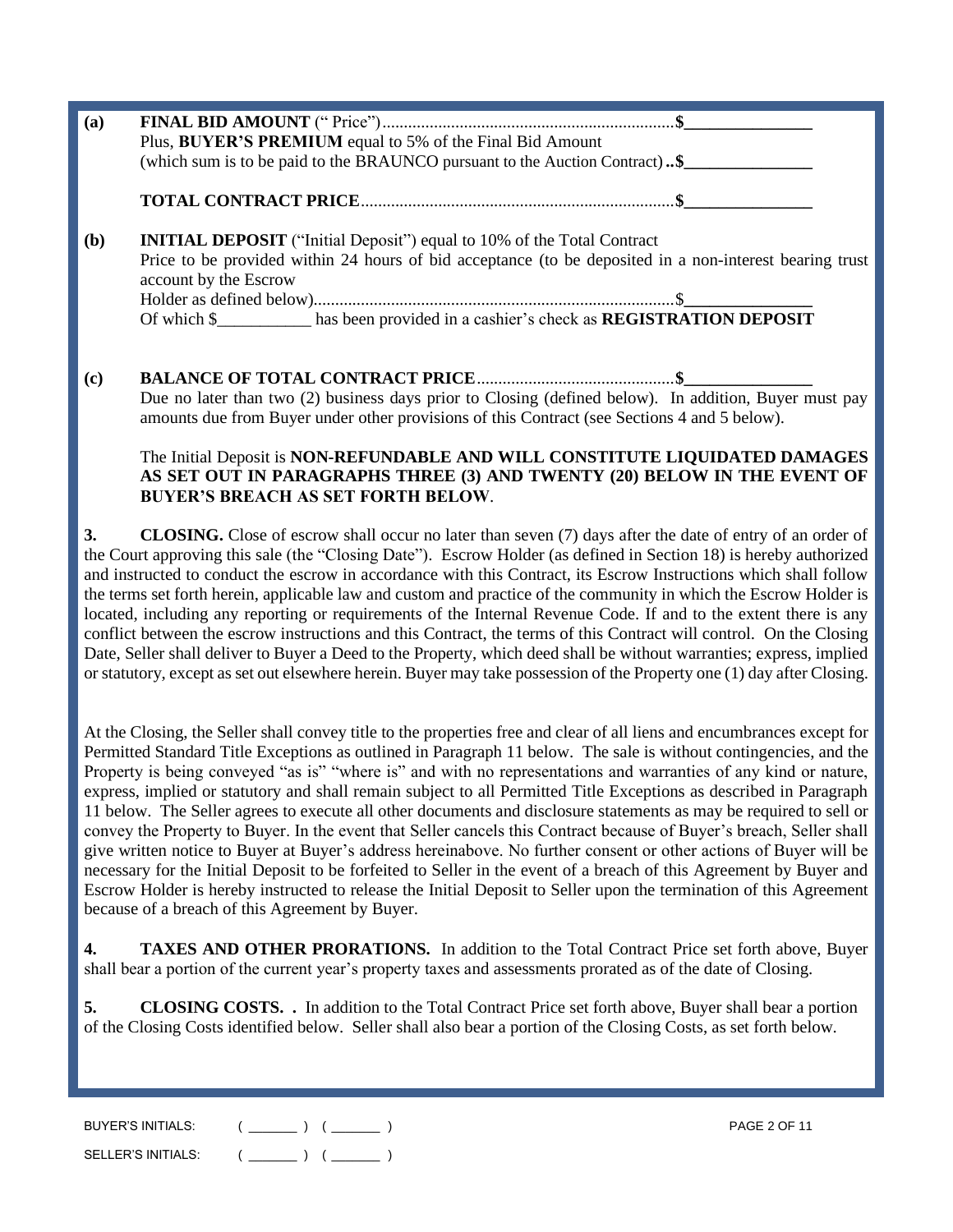**(a)** **FINAL BID AMOUNT** (" Price")....................................................................**$\_\_\_\_\_\_\_\_\_\_\_\_\_\_\_**
Plus, **BUYER'S PREMIUM** equal to 5% of the Final Bid Amount
(which sum is to be paid to the BRAUNCO pursuant to the Auction Contract) **..$\_\_\_\_\_\_\_\_\_\_\_\_\_\_\_**

**TOTAL CONTRACT PRICE**.........................................................................**$\_\_\_\_\_\_\_\_\_\_\_\_\_\_\_**

**(b)** **INITIAL DEPOSIT** ("Initial Deposit") equal to 10% of the Total Contract Price to be provided within 24 hours of bid acceptance (to be deposited in a non-interest bearing trust account by the Escrow Holder as defined below)....................................................................................$\_\_\_\_\_\_\_\_\_\_\_\_\_\_\_
Of which $\_\_\_\_\_\_\_\_\_\_\_ has been provided in a cashier's check as **REGISTRATION DEPOSIT**

**(c)** **BALANCE OF TOTAL CONTRACT PRICE**.............................................**$\_\_\_\_\_\_\_\_\_\_\_\_\_\_\_**
Due no later than two (2) business days prior to Closing (defined below). In addition, Buyer must pay amounts due from Buyer under other provisions of this Contract (see Sections 4 and 5 below).

The Initial Deposit is **NON-REFUNDABLE AND WILL CONSTITUTE LIQUIDATED DAMAGES AS SET OUT IN PARAGRAPHS THREE (3) AND TWENTY (20) BELOW IN THE EVENT OF BUYER'S BREACH AS SET FORTH BELOW**.

**3. CLOSING.** Close of escrow shall occur no later than seven (7) days after the date of entry of an order of the Court approving this sale (the "Closing Date"). Escrow Holder (as defined in Section 18) is hereby authorized and instructed to conduct the escrow in accordance with this Contract, its Escrow Instructions which shall follow the terms set forth herein, applicable law and custom and practice of the community in which the Escrow Holder is located, including any reporting or requirements of the Internal Revenue Code. If and to the extent there is any conflict between the escrow instructions and this Contract, the terms of this Contract will control. On the Closing Date, Seller shall deliver to Buyer a Deed to the Property, which deed shall be without warranties; express, implied or statutory, except as set out elsewhere herein. Buyer may take possession of the Property one (1) day after Closing.

At the Closing, the Seller shall convey title to the properties free and clear of all liens and encumbrances except for Permitted Standard Title Exceptions as outlined in Paragraph 11 below. The sale is without contingencies, and the Property is being conveyed "as is" "where is" and with no representations and warranties of any kind or nature, express, implied or statutory and shall remain subject to all Permitted Title Exceptions as described in Paragraph 11 below. The Seller agrees to execute all other documents and disclosure statements as may be required to sell or convey the Property to Buyer. In the event that Seller cancels this Contract because of Buyer's breach, Seller shall give written notice to Buyer at Buyer's address hereinabove. No further consent or other actions of Buyer will be necessary for the Initial Deposit to be forfeited to Seller in the event of a breach of this Agreement by Buyer and Escrow Holder is hereby instructed to release the Initial Deposit to Seller upon the termination of this Agreement because of a breach of this Agreement by Buyer.

**4. TAXES AND OTHER PRORATIONS.** In addition to the Total Contract Price set forth above, Buyer shall bear a portion of the current year's property taxes and assessments prorated as of the date of Closing.

**5. CLOSING COSTS. .** In addition to the Total Contract Price set forth above, Buyer shall bear a portion of the Closing Costs identified below. Seller shall also bear a portion of the Closing Costs, as set forth below.

BUYER'S INITIALS: ( \_\_\_\_\_\_\_ ) ( \_\_\_\_\_\_\_ )

SELLER'S INITIALS: ( \_\_\_\_\_\_\_ ) ( \_\_\_\_\_\_\_ )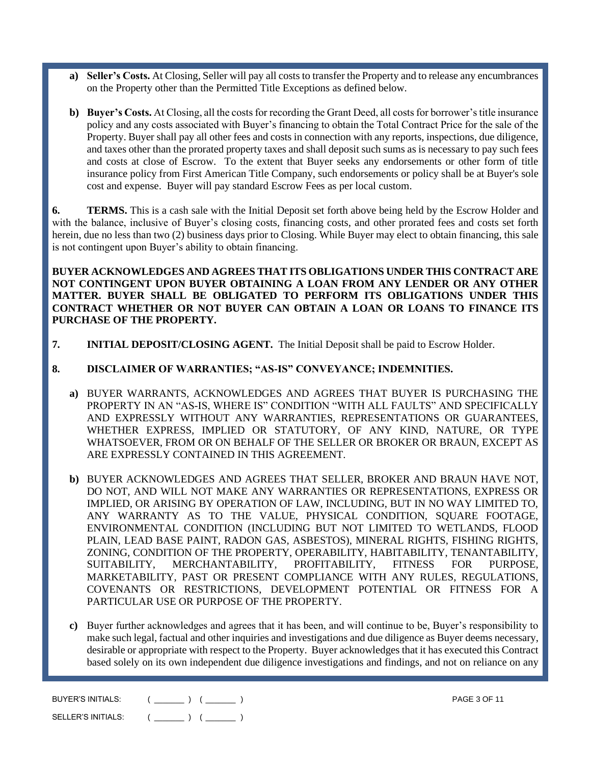**a) Seller's Costs.** At Closing, Seller will pay all costs to transfer the Property and to release any encumbrances on the Property other than the Permitted Title Exceptions as defined below.

**b) Buyer's Costs.** At Closing, all the costs for recording the Grant Deed, all costs for borrower's title insurance policy and any costs associated with Buyer's financing to obtain the Total Contract Price for the sale of the Property. Buyer shall pay all other fees and costs in connection with any reports, inspections, due diligence, and taxes other than the prorated property taxes and shall deposit such sums as is necessary to pay such fees and costs at close of Escrow. To the extent that Buyer seeks any endorsements or other form of title insurance policy from First American Title Company, such endorsements or policy shall be at Buyer's sole cost and expense. Buyer will pay standard Escrow Fees as per local custom.

**6. TERMS.** This is a cash sale with the Initial Deposit set forth above being held by the Escrow Holder and with the balance, inclusive of Buyer's closing costs, financing costs, and other prorated fees and costs set forth herein, due no less than two (2) business days prior to Closing. While Buyer may elect to obtain financing, this sale is not contingent upon Buyer's ability to obtain financing.

**BUYER ACKNOWLEDGES AND AGREES THAT ITS OBLIGATIONS UNDER THIS CONTRACT ARE NOT CONTINGENT UPON BUYER OBTAINING A LOAN FROM ANY LENDER OR ANY OTHER MATTER. BUYER SHALL BE OBLIGATED TO PERFORM ITS OBLIGATIONS UNDER THIS CONTRACT WHETHER OR NOT BUYER CAN OBTAIN A LOAN OR LOANS TO FINANCE ITS PURCHASE OF THE PROPERTY.**

**7. INITIAL DEPOSIT/CLOSING AGENT.** The Initial Deposit shall be paid to Escrow Holder.

**8. DISCLAIMER OF WARRANTIES; "AS-IS" CONVEYANCE; INDEMNITIES.**

**a)** BUYER WARRANTS, ACKNOWLEDGES AND AGREES THAT BUYER IS PURCHASING THE PROPERTY IN AN "AS-IS, WHERE IS" CONDITION "WITH ALL FAULTS" AND SPECIFICALLY AND EXPRESSLY WITHOUT ANY WARRANTIES, REPRESENTATIONS OR GUARANTEES, WHETHER EXPRESS, IMPLIED OR STATUTORY, OF ANY KIND, NATURE, OR TYPE WHATSOEVER, FROM OR ON BEHALF OF THE SELLER OR BROKER OR BRAUN, EXCEPT AS ARE EXPRESSLY CONTAINED IN THIS AGREEMENT.

**b)** BUYER ACKNOWLEDGES AND AGREES THAT SELLER, BROKER AND BRAUN HAVE NOT, DO NOT, AND WILL NOT MAKE ANY WARRANTIES OR REPRESENTATIONS, EXPRESS OR IMPLIED, OR ARISING BY OPERATION OF LAW, INCLUDING, BUT IN NO WAY LIMITED TO, ANY WARRANTY AS TO THE VALUE, PHYSICAL CONDITION, SQUARE FOOTAGE, ENVIRONMENTAL CONDITION (INCLUDING BUT NOT LIMITED TO WETLANDS, FLOOD PLAIN, LEAD BASE PAINT, RADON GAS, ASBESTOS), MINERAL RIGHTS, FISHING RIGHTS, ZONING, CONDITION OF THE PROPERTY, OPERABILITY, HABITABILITY, TENANTABILITY, SUITABILITY, MERCHANTABILITY, PROFITABILITY, FITNESS FOR PURPOSE, MARKETABILITY, PAST OR PRESENT COMPLIANCE WITH ANY RULES, REGULATIONS, COVENANTS OR RESTRICTIONS, DEVELOPMENT POTENTIAL OR FITNESS FOR A PARTICULAR USE OR PURPOSE OF THE PROPERTY.

**c)** Buyer further acknowledges and agrees that it has been, and will continue to be, Buyer's responsibility to make such legal, factual and other inquiries and investigations and due diligence as Buyer deems necessary, desirable or appropriate with respect to the Property. Buyer acknowledges that it has executed this Contract based solely on its own independent due diligence investigations and findings, and not on reliance on any

BUYER'S INITIALS: ( _______ ) ( _______ )

SELLER'S INITIALS: ( _______ ) ( _______ )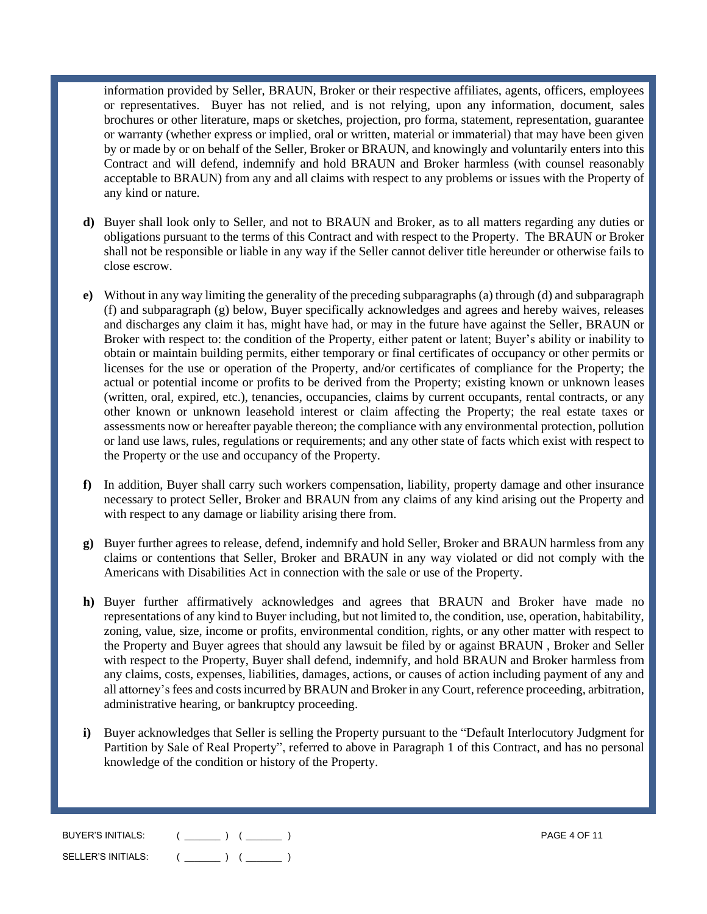information provided by Seller, BRAUN, Broker or their respective affiliates, agents, officers, employees or representatives. Buyer has not relied, and is not relying, upon any information, document, sales brochures or other literature, maps or sketches, projection, pro forma, statement, representation, guarantee or warranty (whether express or implied, oral or written, material or immaterial) that may have been given by or made by or on behalf of the Seller, Broker or BRAUN, and knowingly and voluntarily enters into this Contract and will defend, indemnify and hold BRAUN and Broker harmless (with counsel reasonably acceptable to BRAUN) from any and all claims with respect to any problems or issues with the Property of any kind or nature.

**d)** Buyer shall look only to Seller, and not to BRAUN and Broker, as to all matters regarding any duties or obligations pursuant to the terms of this Contract and with respect to the Property. The BRAUN or Broker shall not be responsible or liable in any way if the Seller cannot deliver title hereunder or otherwise fails to close escrow.

**e)** Without in any way limiting the generality of the preceding subparagraphs (a) through (d) and subparagraph (f) and subparagraph (g) below, Buyer specifically acknowledges and agrees and hereby waives, releases and discharges any claim it has, might have had, or may in the future have against the Seller, BRAUN or Broker with respect to: the condition of the Property, either patent or latent; Buyer's ability or inability to obtain or maintain building permits, either temporary or final certificates of occupancy or other permits or licenses for the use or operation of the Property, and/or certificates of compliance for the Property; the actual or potential income or profits to be derived from the Property; existing known or unknown leases (written, oral, expired, etc.), tenancies, occupancies, claims by current occupants, rental contracts, or any other known or unknown leasehold interest or claim affecting the Property; the real estate taxes or assessments now or hereafter payable thereon; the compliance with any environmental protection, pollution or land use laws, rules, regulations or requirements; and any other state of facts which exist with respect to the Property or the use and occupancy of the Property.

**f)** In addition, Buyer shall carry such workers compensation, liability, property damage and other insurance necessary to protect Seller, Broker and BRAUN from any claims of any kind arising out the Property and with respect to any damage or liability arising there from.

**g)** Buyer further agrees to release, defend, indemnify and hold Seller, Broker and BRAUN harmless from any claims or contentions that Seller, Broker and BRAUN in any way violated or did not comply with the Americans with Disabilities Act in connection with the sale or use of the Property.

**h)** Buyer further affirmatively acknowledges and agrees that BRAUN and Broker have made no representations of any kind to Buyer including, but not limited to, the condition, use, operation, habitability, zoning, value, size, income or profits, environmental condition, rights, or any other matter with respect to the Property and Buyer agrees that should any lawsuit be filed by or against BRAUN , Broker and Seller with respect to the Property, Buyer shall defend, indemnify, and hold BRAUN and Broker harmless from any claims, costs, expenses, liabilities, damages, actions, or causes of action including payment of any and all attorney's fees and costs incurred by BRAUN and Broker in any Court, reference proceeding, arbitration, administrative hearing, or bankruptcy proceeding.

**i)** Buyer acknowledges that Seller is selling the Property pursuant to the "Default Interlocutory Judgment for Partition by Sale of Real Property", referred to above in Paragraph 1 of this Contract, and has no personal knowledge of the condition or history of the Property.

BUYER'S INITIALS: ( _______ ) ( _______ )

SELLER'S INITIALS: ( _______ ) ( _______ )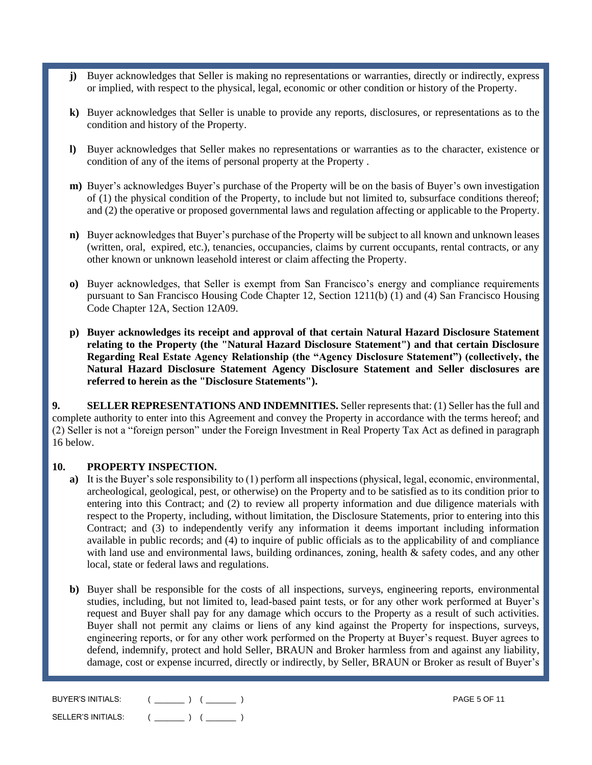**j)** Buyer acknowledges that Seller is making no representations or warranties, directly or indirectly, express or implied, with respect to the physical, legal, economic or other condition or history of the Property.

**k)** Buyer acknowledges that Seller is unable to provide any reports, disclosures, or representations as to the condition and history of the Property.

**l)** Buyer acknowledges that Seller makes no representations or warranties as to the character, existence or condition of any of the items of personal property at the Property .

**m)** Buyer's acknowledges Buyer's purchase of the Property will be on the basis of Buyer's own investigation of (1) the physical condition of the Property, to include but not limited to, subsurface conditions thereof; and (2) the operative or proposed governmental laws and regulation affecting or applicable to the Property.

**n)** Buyer acknowledges that Buyer's purchase of the Property will be subject to all known and unknown leases (written, oral, expired, etc.), tenancies, occupancies, claims by current occupants, rental contracts, or any other known or unknown leasehold interest or claim affecting the Property.

**o)** Buyer acknowledges, that Seller is exempt from San Francisco's energy and compliance requirements pursuant to San Francisco Housing Code Chapter 12, Section 1211(b) (1) and (4) San Francisco Housing Code Chapter 12A, Section 12A09.

**p) Buyer acknowledges its receipt and approval of that certain Natural Hazard Disclosure Statement relating to the Property (the "Natural Hazard Disclosure Statement") and that certain Disclosure Regarding Real Estate Agency Relationship (the "Agency Disclosure Statement") (collectively, the Natural Hazard Disclosure Statement Agency Disclosure Statement and Seller disclosures are referred to herein as the "Disclosure Statements").**

**9. SELLER REPRESENTATIONS AND INDEMNITIES.** Seller represents that: (1) Seller has the full and complete authority to enter into this Agreement and convey the Property in accordance with the terms hereof; and (2) Seller is not a "foreign person" under the Foreign Investment in Real Property Tax Act as defined in paragraph 16 below.

**10. PROPERTY INSPECTION.**

**a)** It is the Buyer's sole responsibility to (1) perform all inspections (physical, legal, economic, environmental, archeological, geological, pest, or otherwise) on the Property and to be satisfied as to its condition prior to entering into this Contract; and (2) to review all property information and due diligence materials with respect to the Property, including, without limitation, the Disclosure Statements, prior to entering into this Contract; and (3) to independently verify any information it deems important including information available in public records; and (4) to inquire of public officials as to the applicability of and compliance with land use and environmental laws, building ordinances, zoning, health & safety codes, and any other local, state or federal laws and regulations.

**b)** Buyer shall be responsible for the costs of all inspections, surveys, engineering reports, environmental studies, including, but not limited to, lead-based paint tests, or for any other work performed at Buyer's request and Buyer shall pay for any damage which occurs to the Property as a result of such activities. Buyer shall not permit any claims or liens of any kind against the Property for inspections, surveys, engineering reports, or for any other work performed on the Property at Buyer's request. Buyer agrees to defend, indemnify, protect and hold Seller, BRAUN and Broker harmless from and against any liability, damage, cost or expense incurred, directly or indirectly, by Seller, BRAUN or Broker as result of Buyer's

BUYER'S INITIALS: ( _______ ) ( _______ )

SELLER'S INITIALS: ( _______ ) ( _______ )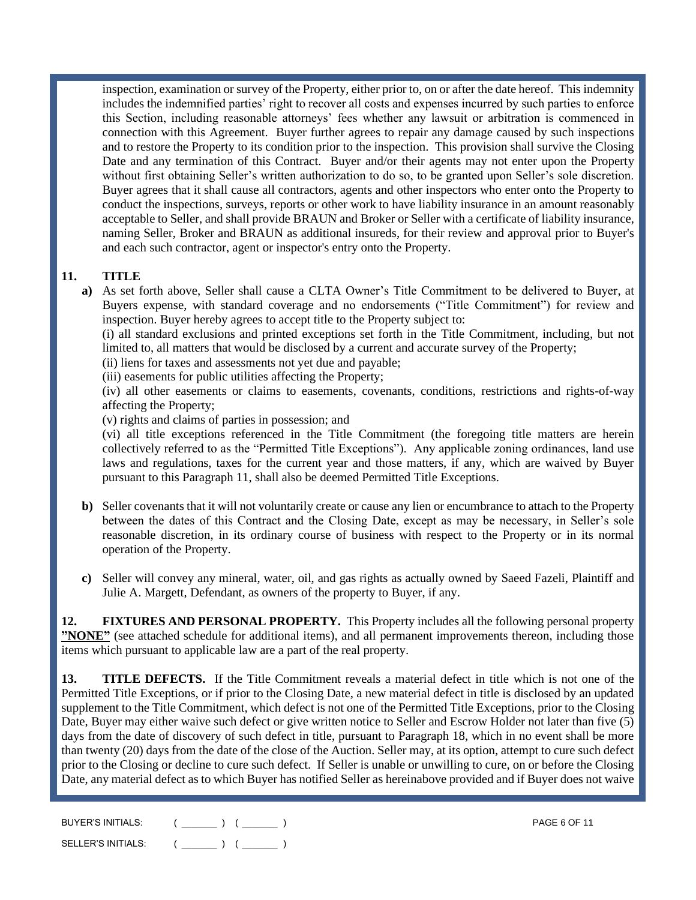inspection, examination or survey of the Property, either prior to, on or after the date hereof. This indemnity includes the indemnified parties' right to recover all costs and expenses incurred by such parties to enforce this Section, including reasonable attorneys' fees whether any lawsuit or arbitration is commenced in connection with this Agreement. Buyer further agrees to repair any damage caused by such inspections and to restore the Property to its condition prior to the inspection. This provision shall survive the Closing Date and any termination of this Contract. Buyer and/or their agents may not enter upon the Property without first obtaining Seller's written authorization to do so, to be granted upon Seller's sole discretion. Buyer agrees that it shall cause all contractors, agents and other inspectors who enter onto the Property to conduct the inspections, surveys, reports or other work to have liability insurance in an amount reasonably acceptable to Seller, and shall provide BRAUN and Broker or Seller with a certificate of liability insurance, naming Seller, Broker and BRAUN as additional insureds, for their review and approval prior to Buyer's and each such contractor, agent or inspector's entry onto the Property.

**11. TITLE**

**a)** As set forth above, Seller shall cause a CLTA Owner's Title Commitment to be delivered to Buyer, at Buyers expense, with standard coverage and no endorsements ("Title Commitment") for review and inspection. Buyer hereby agrees to accept title to the Property subject to:

(i) all standard exclusions and printed exceptions set forth in the Title Commitment, including, but not limited to, all matters that would be disclosed by a current and accurate survey of the Property;

(ii) liens for taxes and assessments not yet due and payable;

(iii) easements for public utilities affecting the Property;

(iv) all other easements or claims to easements, covenants, conditions, restrictions and rights-of-way affecting the Property;

(v) rights and claims of parties in possession; and

(vi) all title exceptions referenced in the Title Commitment (the foregoing title matters are herein collectively referred to as the "Permitted Title Exceptions"). Any applicable zoning ordinances, land use laws and regulations, taxes for the current year and those matters, if any, which are waived by Buyer pursuant to this Paragraph 11, shall also be deemed Permitted Title Exceptions.

**b)** Seller covenants that it will not voluntarily create or cause any lien or encumbrance to attach to the Property between the dates of this Contract and the Closing Date, except as may be necessary, in Seller's sole reasonable discretion, in its ordinary course of business with respect to the Property or in its normal operation of the Property.

**c)** Seller will convey any mineral, water, oil, and gas rights as actually owned by Saeed Fazeli, Plaintiff and Julie A. Margett, Defendant, as owners of the property to Buyer, if any.

**12. FIXTURES AND PERSONAL PROPERTY.** This Property includes all the following personal property **"NONE"** (see attached schedule for additional items), and all permanent improvements thereon, including those items which pursuant to applicable law are a part of the real property.

**13. TITLE DEFECTS.** If the Title Commitment reveals a material defect in title which is not one of the Permitted Title Exceptions, or if prior to the Closing Date, a new material defect in title is disclosed by an updated supplement to the Title Commitment, which defect is not one of the Permitted Title Exceptions, prior to the Closing Date, Buyer may either waive such defect or give written notice to Seller and Escrow Holder not later than five (5) days from the date of discovery of such defect in title, pursuant to Paragraph 18, which in no event shall be more than twenty (20) days from the date of the close of the Auction. Seller may, at its option, attempt to cure such defect prior to the Closing or decline to cure such defect. If Seller is unable or unwilling to cure, on or before the Closing Date, any material defect as to which Buyer has notified Seller as hereinabove provided and if Buyer does not waive

BUYER'S INITIALS: ( _______ ) ( _______ )

SELLER'S INITIALS: ( _______ ) ( _______ )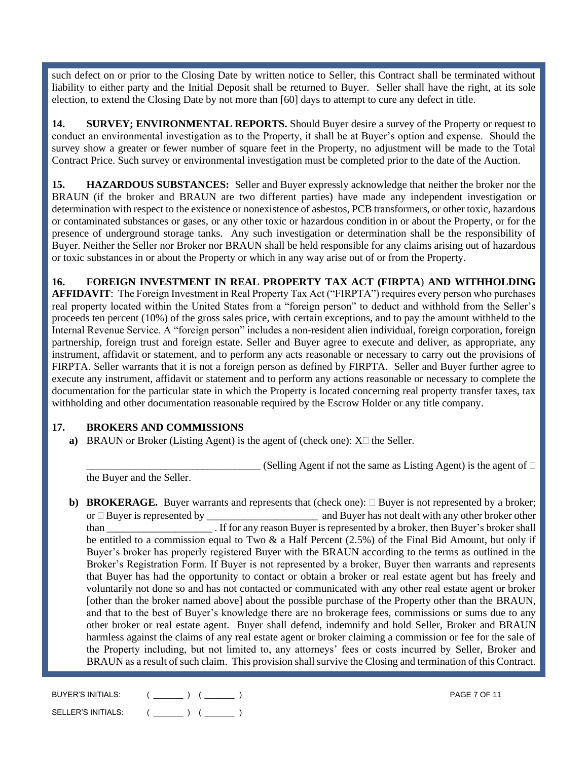such defect on or prior to the Closing Date by written notice to Seller, this Contract shall be terminated without liability to either party and the Initial Deposit shall be returned to Buyer. Seller shall have the right, at its sole election, to extend the Closing Date by not more than [60] days to attempt to cure any defect in title.

**14. SURVEY; ENVIRONMENTAL REPORTS.** Should Buyer desire a survey of the Property or request to conduct an environmental investigation as to the Property, it shall be at Buyer's option and expense. Should the survey show a greater or fewer number of square feet in the Property, no adjustment will be made to the Total Contract Price. Such survey or environmental investigation must be completed prior to the date of the Auction.

**15. HAZARDOUS SUBSTANCES:** Seller and Buyer expressly acknowledge that neither the broker nor the BRAUN (if the broker and BRAUN are two different parties) have made any independent investigation or determination with respect to the existence or nonexistence of asbestos, PCB transformers, or other toxic, hazardous or contaminated substances or gases, or any other toxic or hazardous condition in or about the Property, or for the presence of underground storage tanks. Any such investigation or determination shall be the responsibility of Buyer. Neither the Seller nor Broker nor BRAUN shall be held responsible for any claims arising out of hazardous or toxic substances in or about the Property or which in any way arise out of or from the Property.

**16. FOREIGN INVESTMENT IN REAL PROPERTY TAX ACT (FIRPTA) AND WITHHOLDING AFFIDAVIT**: The Foreign Investment in Real Property Tax Act ("FIRPTA") requires every person who purchases real property located within the United States from a "foreign person" to deduct and withhold from the Seller's proceeds ten percent (10%) of the gross sales price, with certain exceptions, and to pay the amount withheld to the Internal Revenue Service. A "foreign person" includes a non-resident alien individual, foreign corporation, foreign partnership, foreign trust and foreign estate. Seller and Buyer agree to execute and deliver, as appropriate, any instrument, affidavit or statement, and to perform any acts reasonable or necessary to carry out the provisions of FIRPTA. Seller warrants that it is not a foreign person as defined by FIRPTA. Seller and Buyer further agree to execute any instrument, affidavit or statement and to perform any actions reasonable or necessary to complete the documentation for the particular state in which the Property is located concerning real property transfer taxes, tax withholding and other documentation reasonable required by the Escrow Holder or any title company.

**17. BROKERS AND COMMISSIONS**

**a)** BRAUN or Broker (Listing Agent) is the agent of (check one): X☐ the Seller.

_________________________________ (Selling Agent if not the same as Listing Agent) is the agent of ☐ the Buyer and the Seller.

**b) BROKERAGE.** Buyer warrants and represents that (check one): ☐ Buyer is not represented by a broker; or ☐ Buyer is represented by _____________________ and Buyer has not dealt with any other broker other than ____________________ . If for any reason Buyer is represented by a broker, then Buyer's broker shall be entitled to a commission equal to Two & a Half Percent (2.5%) of the Final Bid Amount, but only if Buyer's broker has properly registered Buyer with the BRAUN according to the terms as outlined in the Broker's Registration Form. If Buyer is not represented by a broker, Buyer then warrants and represents that Buyer has had the opportunity to contact or obtain a broker or real estate agent but has freely and voluntarily not done so and has not contacted or communicated with any other real estate agent or broker [other than the broker named above] about the possible purchase of the Property other than the BRAUN, and that to the best of Buyer's knowledge there are no brokerage fees, commissions or sums due to any other broker or real estate agent. Buyer shall defend, indemnify and hold Seller, Broker and BRAUN harmless against the claims of any real estate agent or broker claiming a commission or fee for the sale of the Property including, but not limited to, any attorneys' fees or costs incurred by Seller, Broker and BRAUN as a result of such claim. This provision shall survive the Closing and termination of this Contract.

BUYER'S INITIALS: ( _______ ) ( _______ )

SELLER'S INITIALS: ( _______ ) ( _______ )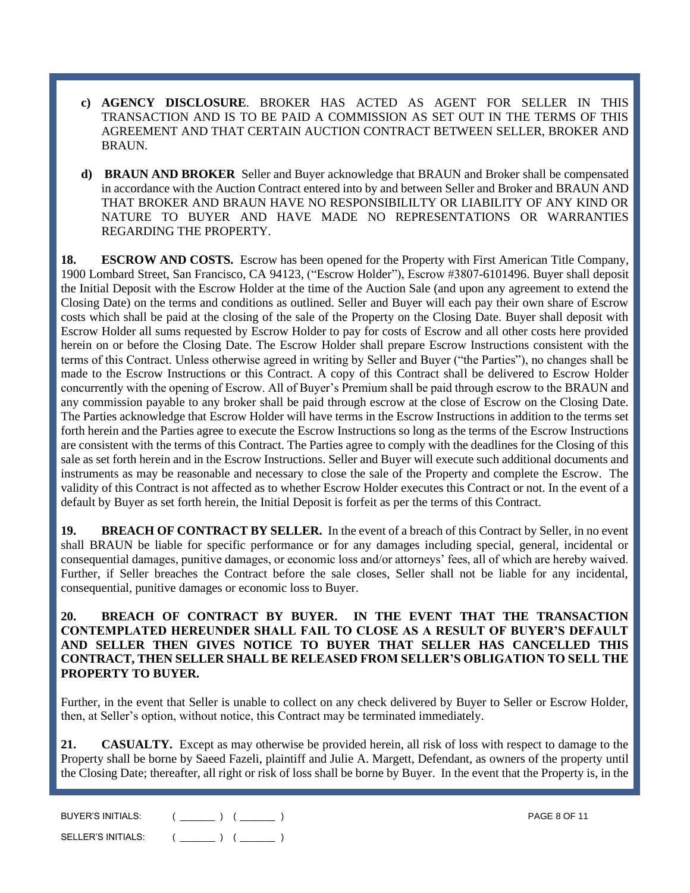c) **AGENCY DISCLOSURE**. BROKER HAS ACTED AS AGENT FOR SELLER IN THIS TRANSACTION AND IS TO BE PAID A COMMISSION AS SET OUT IN THE TERMS OF THIS AGREEMENT AND THAT CERTAIN AUCTION CONTRACT BETWEEN SELLER, BROKER AND BRAUN.

d) **BRAUN AND BROKER** Seller and Buyer acknowledge that BRAUN and Broker shall be compensated in accordance with the Auction Contract entered into by and between Seller and Broker and BRAUN AND THAT BROKER AND BRAUN HAVE NO RESPONSIBILILTY OR LIABILITY OF ANY KIND OR NATURE TO BUYER AND HAVE MADE NO REPRESENTATIONS OR WARRANTIES REGARDING THE PROPERTY.

**18. ESCROW AND COSTS.** Escrow has been opened for the Property with First American Title Company, 1900 Lombard Street, San Francisco, CA 94123, ("Escrow Holder"), Escrow #3807-6101496. Buyer shall deposit the Initial Deposit with the Escrow Holder at the time of the Auction Sale (and upon any agreement to extend the Closing Date) on the terms and conditions as outlined. Seller and Buyer will each pay their own share of Escrow costs which shall be paid at the closing of the sale of the Property on the Closing Date. Buyer shall deposit with Escrow Holder all sums requested by Escrow Holder to pay for costs of Escrow and all other costs here provided herein on or before the Closing Date. The Escrow Holder shall prepare Escrow Instructions consistent with the terms of this Contract. Unless otherwise agreed in writing by Seller and Buyer ("the Parties"), no changes shall be made to the Escrow Instructions or this Contract. A copy of this Contract shall be delivered to Escrow Holder concurrently with the opening of Escrow. All of Buyer's Premium shall be paid through escrow to the BRAUN and any commission payable to any broker shall be paid through escrow at the close of Escrow on the Closing Date. The Parties acknowledge that Escrow Holder will have terms in the Escrow Instructions in addition to the terms set forth herein and the Parties agree to execute the Escrow Instructions so long as the terms of the Escrow Instructions are consistent with the terms of this Contract. The Parties agree to comply with the deadlines for the Closing of this sale as set forth herein and in the Escrow Instructions. Seller and Buyer will execute such additional documents and instruments as may be reasonable and necessary to close the sale of the Property and complete the Escrow. The validity of this Contract is not affected as to whether Escrow Holder executes this Contract or not. In the event of a default by Buyer as set forth herein, the Initial Deposit is forfeit as per the terms of this Contract.

**19. BREACH OF CONTRACT BY SELLER.** In the event of a breach of this Contract by Seller, in no event shall BRAUN be liable for specific performance or for any damages including special, general, incidental or consequential damages, punitive damages, or economic loss and/or attorneys' fees, all of which are hereby waived. Further, if Seller breaches the Contract before the sale closes, Seller shall not be liable for any incidental, consequential, punitive damages or economic loss to Buyer.

**20. BREACH OF CONTRACT BY BUYER. IN THE EVENT THAT THE TRANSACTION CONTEMPLATED HEREUNDER SHALL FAIL TO CLOSE AS A RESULT OF BUYER'S DEFAULT AND SELLER THEN GIVES NOTICE TO BUYER THAT SELLER HAS CANCELLED THIS CONTRACT, THEN SELLER SHALL BE RELEASED FROM SELLER'S OBLIGATION TO SELL THE PROPERTY TO BUYER.**

Further, in the event that Seller is unable to collect on any check delivered by Buyer to Seller or Escrow Holder, then, at Seller's option, without notice, this Contract may be terminated immediately.

**21. CASUALTY.** Except as may otherwise be provided herein, all risk of loss with respect to damage to the Property shall be borne by Saeed Fazeli, plaintiff and Julie A. Margett, Defendant, as owners of the property until the Closing Date; thereafter, all right or risk of loss shall be borne by Buyer. In the event that the Property is, in the

BUYER'S INITIALS: ( _______ ) ( _______ )

SELLER'S INITIALS: ( _______ ) ( _______ )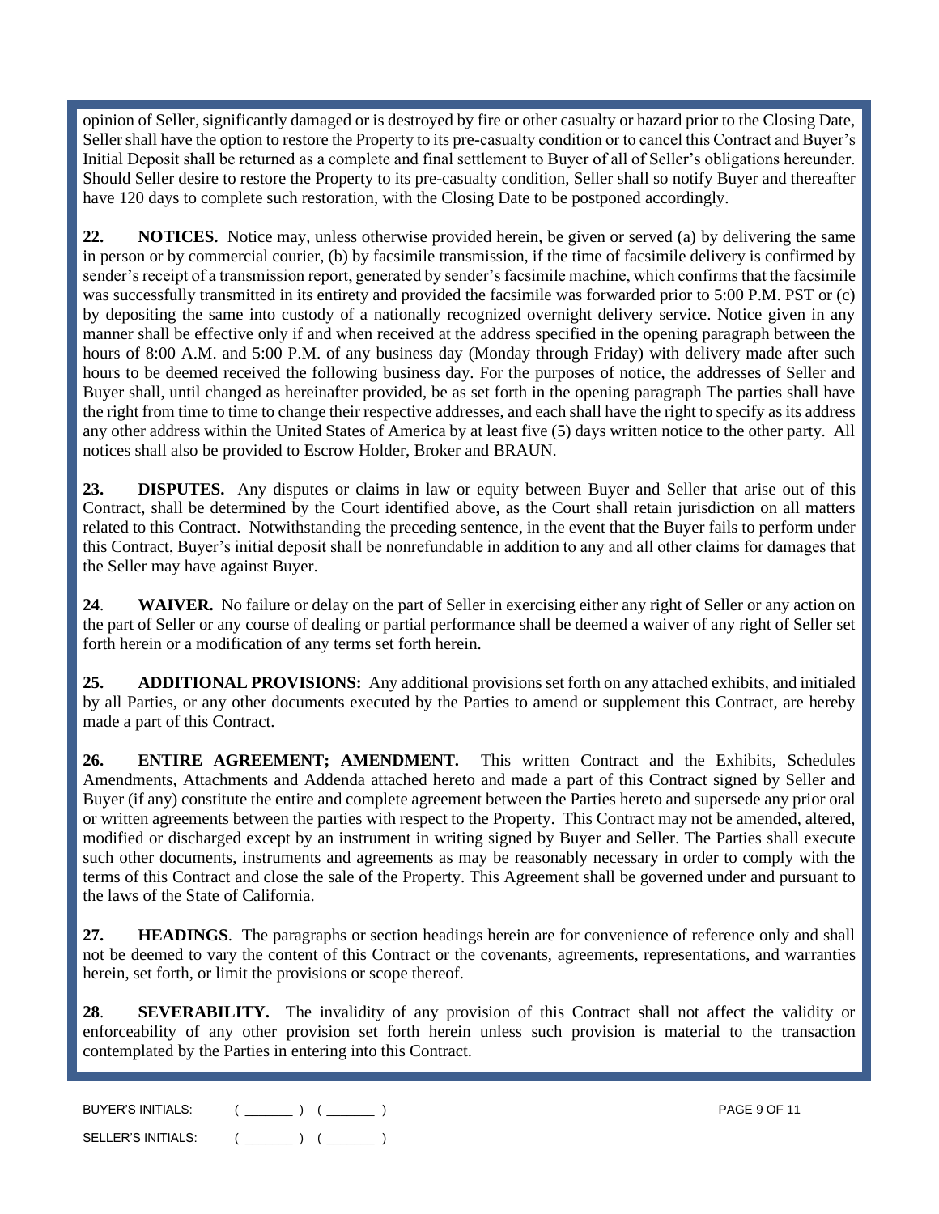opinion of Seller, significantly damaged or is destroyed by fire or other casualty or hazard prior to the Closing Date, Seller shall have the option to restore the Property to its pre-casualty condition or to cancel this Contract and Buyer's Initial Deposit shall be returned as a complete and final settlement to Buyer of all of Seller's obligations hereunder. Should Seller desire to restore the Property to its pre-casualty condition, Seller shall so notify Buyer and thereafter have 120 days to complete such restoration, with the Closing Date to be postponed accordingly.

**22. NOTICES.** Notice may, unless otherwise provided herein, be given or served (a) by delivering the same in person or by commercial courier, (b) by facsimile transmission, if the time of facsimile delivery is confirmed by sender's receipt of a transmission report, generated by sender's facsimile machine, which confirms that the facsimile was successfully transmitted in its entirety and provided the facsimile was forwarded prior to 5:00 P.M. PST or (c) by depositing the same into custody of a nationally recognized overnight delivery service. Notice given in any manner shall be effective only if and when received at the address specified in the opening paragraph between the hours of 8:00 A.M. and 5:00 P.M. of any business day (Monday through Friday) with delivery made after such hours to be deemed received the following business day. For the purposes of notice, the addresses of Seller and Buyer shall, until changed as hereinafter provided, be as set forth in the opening paragraph The parties shall have the right from time to time to change their respective addresses, and each shall have the right to specify as its address any other address within the United States of America by at least five (5) days written notice to the other party. All notices shall also be provided to Escrow Holder, Broker and BRAUN.

**23. DISPUTES.** Any disputes or claims in law or equity between Buyer and Seller that arise out of this Contract, shall be determined by the Court identified above, as the Court shall retain jurisdiction on all matters related to this Contract. Notwithstanding the preceding sentence, in the event that the Buyer fails to perform under this Contract, Buyer's initial deposit shall be nonrefundable in addition to any and all other claims for damages that the Seller may have against Buyer.

**24. WAIVER.** No failure or delay on the part of Seller in exercising either any right of Seller or any action on the part of Seller or any course of dealing or partial performance shall be deemed a waiver of any right of Seller set forth herein or a modification of any terms set forth herein.

**25. ADDITIONAL PROVISIONS:** Any additional provisions set forth on any attached exhibits, and initialed by all Parties, or any other documents executed by the Parties to amend or supplement this Contract, are hereby made a part of this Contract.

**26. ENTIRE AGREEMENT; AMENDMENT.** This written Contract and the Exhibits, Schedules Amendments, Attachments and Addenda attached hereto and made a part of this Contract signed by Seller and Buyer (if any) constitute the entire and complete agreement between the Parties hereto and supersede any prior oral or written agreements between the parties with respect to the Property. This Contract may not be amended, altered, modified or discharged except by an instrument in writing signed by Buyer and Seller. The Parties shall execute such other documents, instruments and agreements as may be reasonably necessary in order to comply with the terms of this Contract and close the sale of the Property. This Agreement shall be governed under and pursuant to the laws of the State of California.

**27. HEADINGS**. The paragraphs or section headings herein are for convenience of reference only and shall not be deemed to vary the content of this Contract or the covenants, agreements, representations, and warranties herein, set forth, or limit the provisions or scope thereof.

**28. SEVERABILITY.** The invalidity of any provision of this Contract shall not affect the validity or enforceability of any other provision set forth herein unless such provision is material to the transaction contemplated by the Parties in entering into this Contract.

BUYER'S INITIALS: ( _______ ) ( _______ )

SELLER'S INITIALS: ( _______ ) ( _______ )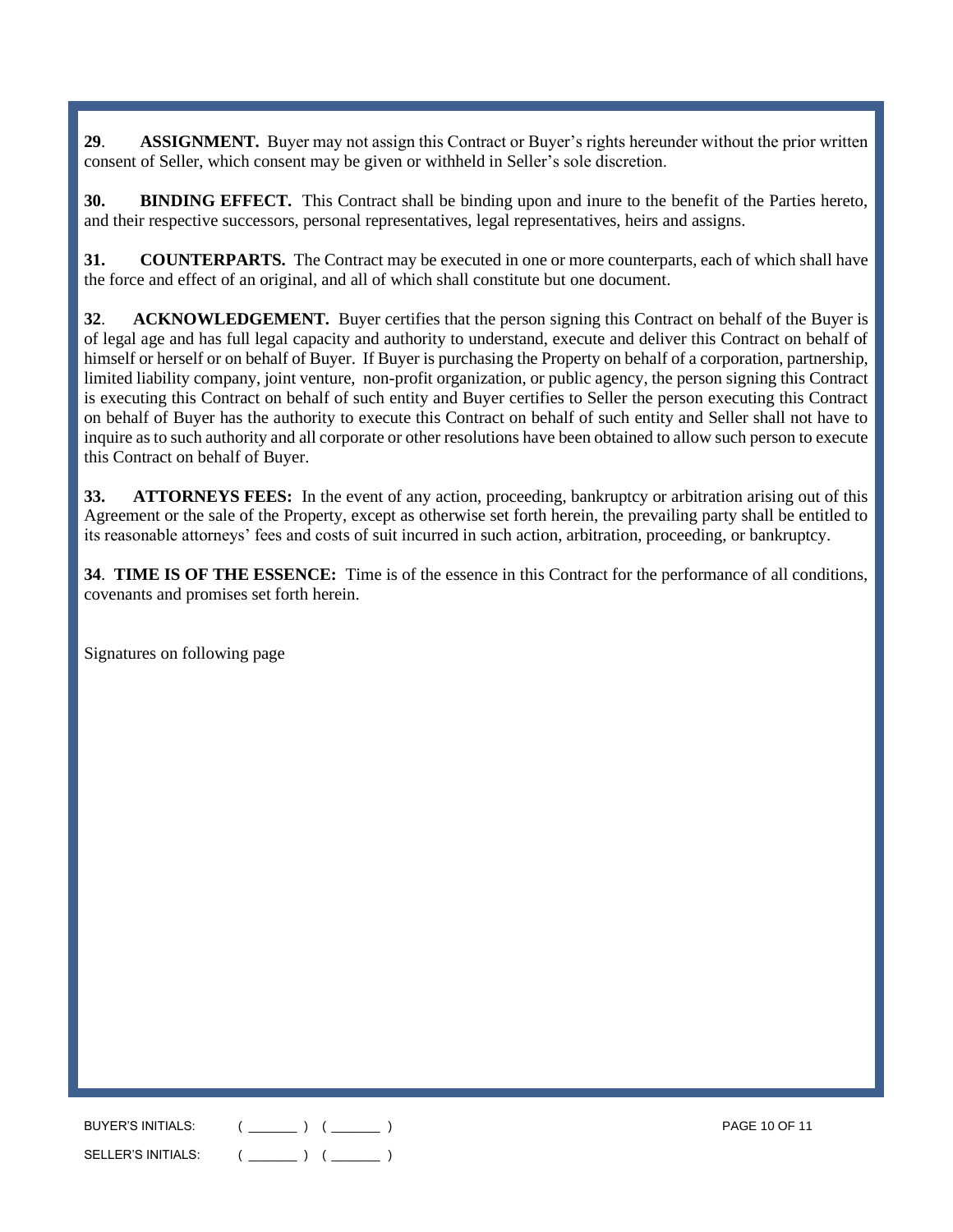**29**. **ASSIGNMENT.** Buyer may not assign this Contract or Buyer's rights hereunder without the prior written consent of Seller, which consent may be given or withheld in Seller's sole discretion.

**30. BINDING EFFECT.** This Contract shall be binding upon and inure to the benefit of the Parties hereto, and their respective successors, personal representatives, legal representatives, heirs and assigns.

**31. COUNTERPARTS.** The Contract may be executed in one or more counterparts, each of which shall have the force and effect of an original, and all of which shall constitute but one document.

**32**. **ACKNOWLEDGEMENT.** Buyer certifies that the person signing this Contract on behalf of the Buyer is of legal age and has full legal capacity and authority to understand, execute and deliver this Contract on behalf of himself or herself or on behalf of Buyer. If Buyer is purchasing the Property on behalf of a corporation, partnership, limited liability company, joint venture, non-profit organization, or public agency, the person signing this Contract is executing this Contract on behalf of such entity and Buyer certifies to Seller the person executing this Contract on behalf of Buyer has the authority to execute this Contract on behalf of such entity and Seller shall not have to inquire as to such authority and all corporate or other resolutions have been obtained to allow such person to execute this Contract on behalf of Buyer.

**33. ATTORNEYS FEES:** In the event of any action, proceeding, bankruptcy or arbitration arising out of this Agreement or the sale of the Property, except as otherwise set forth herein, the prevailing party shall be entitled to its reasonable attorneys' fees and costs of suit incurred in such action, arbitration, proceeding, or bankruptcy.

**34**. **TIME IS OF THE ESSENCE:** Time is of the essence in this Contract for the performance of all conditions, covenants and promises set forth herein.

Signatures on following page

BUYER'S INITIALS: ( _______ ) ( _______ )

SELLER'S INITIALS: ( _______ ) ( _______ )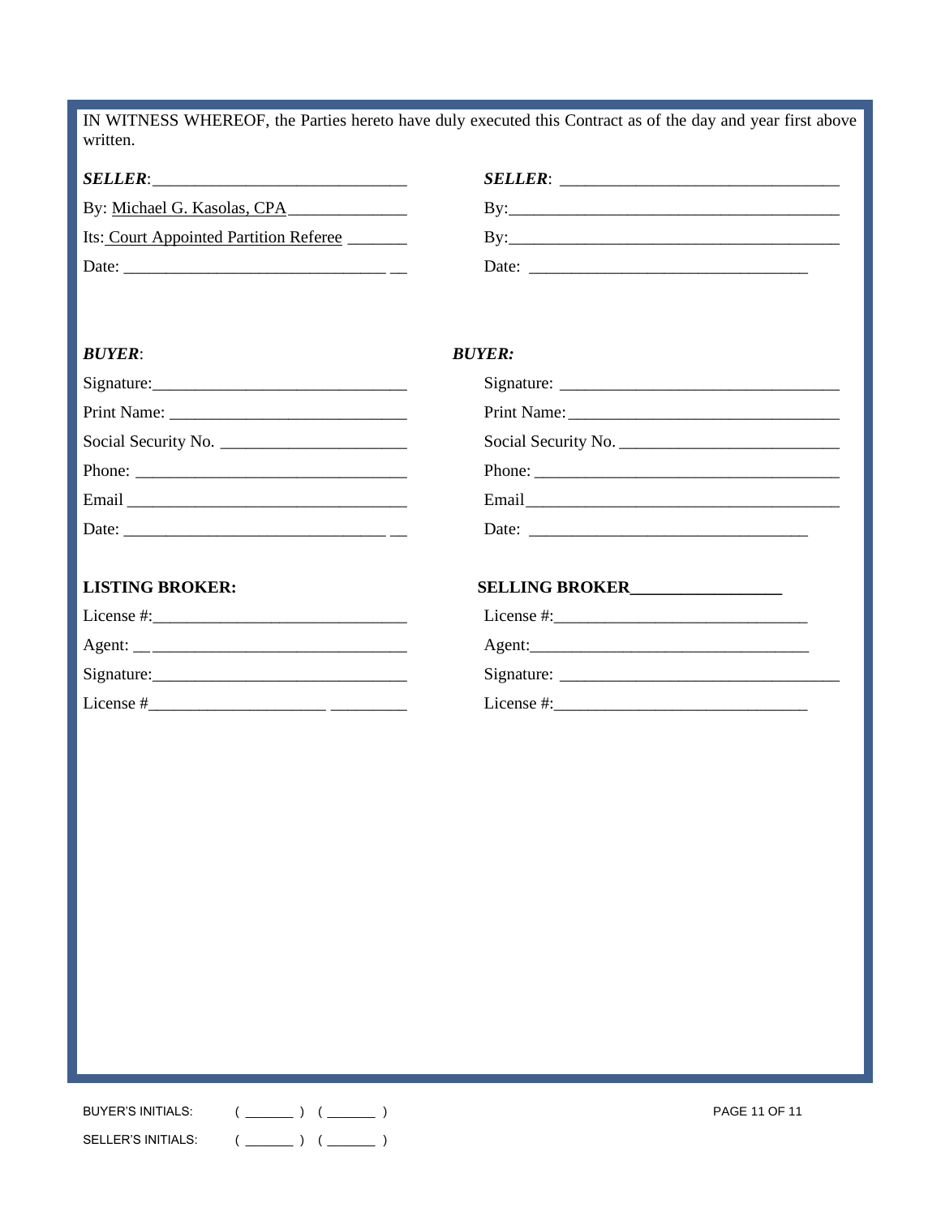IN WITNESS WHEREOF, the Parties hereto have duly executed this Contract as of the day and year first above written.

***SELLER***:_____________________________

By: Michael G. Kasolas, CPA______________

Its: Court Appointed Partition Referee _______

Date: ________________________________

***SELLER***: ________________________________

By:_______________________________________

By:_______________________________________

Date: ________________________________

***BUYER***:

Signature:______________________________

Print Name: ____________________________

Social Security No. ______________________

Phone: ________________________________

Email _________________________________

Date: ________________________________

***BUYER:***

Signature: _________________________________

Print Name:________________________________

Social Security No. __________________________

Phone: ____________________________________

Email______________________________________

Date: ________________________________

**LISTING BROKER:**

License #:_____________________________

Agent: ________________________________

Signature:______________________________

License #______________________________

**SELLING BROKER_________________**

License #:_____________________________

Agent:_________________________________

Signature: _________________________________

License #:_____________________________

BUYER'S INITIALS: ( _______ ) ( _______ )

SELLER'S INITIALS: ( _______ ) ( _______ )